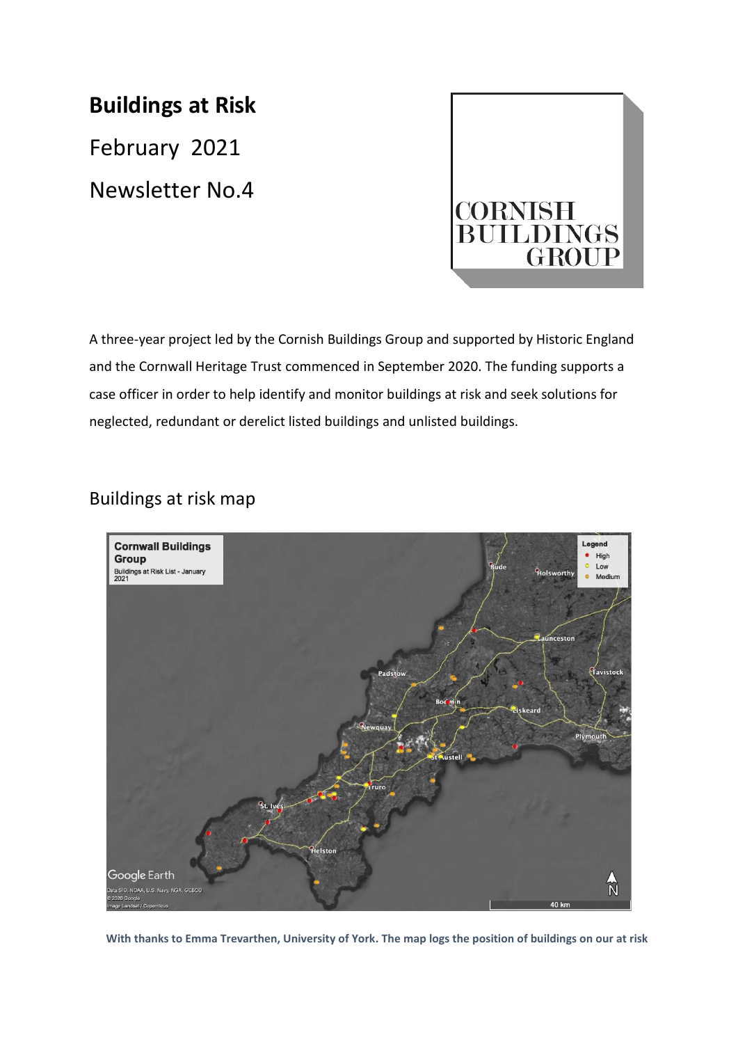# Buildings at Risk

February 2021

Newsletter No.4

CORNISH BUILDINGS GROUP

A three-year project led by the Cornish Buildings Group and supported by Historic England and the Cornwall Heritage Trust commenced in September 2020. The funding supports a case officer in order to help identify and monitor buildings at risk and seek solutions for neglected, redundant or derelict listed buildings and unlisted buildings.

## Buildings at risk map

**With thanks to Emma Trevarthen, University of York. The map logs the position of buildings on our at risk**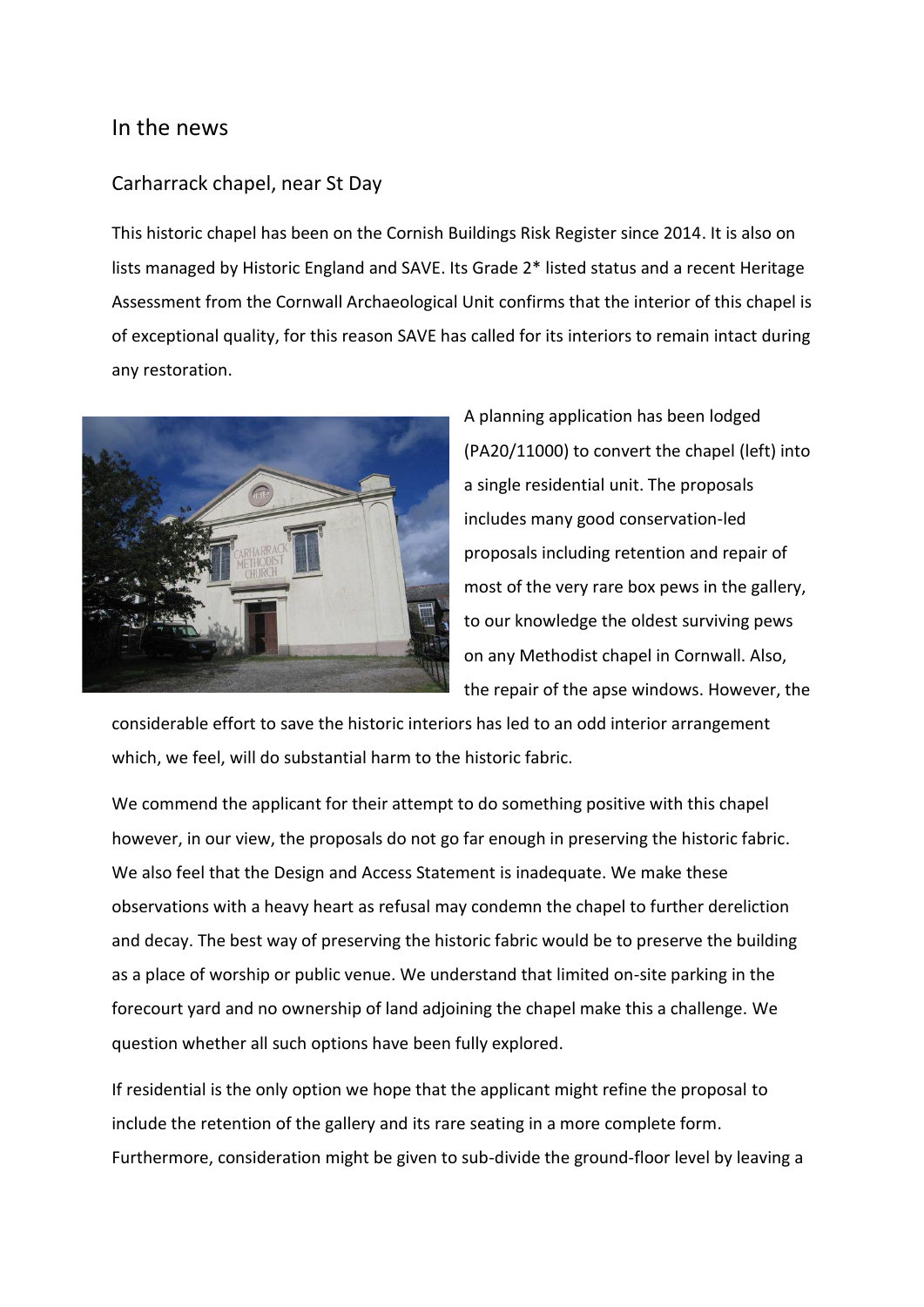# In the news

## Carharrack chapel, near St Day

This historic chapel has been on the Cornish Buildings Risk Register since 2014. It is also on lists managed by Historic England and SAVE. Its Grade 2* listed status and a recent Heritage Assessment from the Cornwall Archaeological Unit confirms that the interior of this chapel is of exceptional quality, for this reason SAVE has called for its interiors to remain intact during any restoration.

A planning application has been lodged (PA20/11000) to convert the chapel (left) into a single residential unit. The proposals includes many good conservation-led proposals including retention and repair of most of the very rare box pews in the gallery, to our knowledge the oldest surviving pews on any Methodist chapel in Cornwall. Also, the repair of the apse windows. However, the considerable effort to save the historic interiors has led to an odd interior arrangement which, we feel, will do substantial harm to the historic fabric.

We commend the applicant for their attempt to do something positive with this chapel however, in our view, the proposals do not go far enough in preserving the historic fabric. We also feel that the Design and Access Statement is inadequate. We make these observations with a heavy heart as refusal may condemn the chapel to further dereliction and decay. The best way of preserving the historic fabric would be to preserve the building as a place of worship or public venue. We understand that limited on-site parking in the forecourt yard and no ownership of land adjoining the chapel make this a challenge. We question whether all such options have been fully explored.

If residential is the only option we hope that the applicant might refine the proposal to include the retention of the gallery and its rare seating in a more complete form. Furthermore, consideration might be given to sub-divide the ground-floor level by leaving a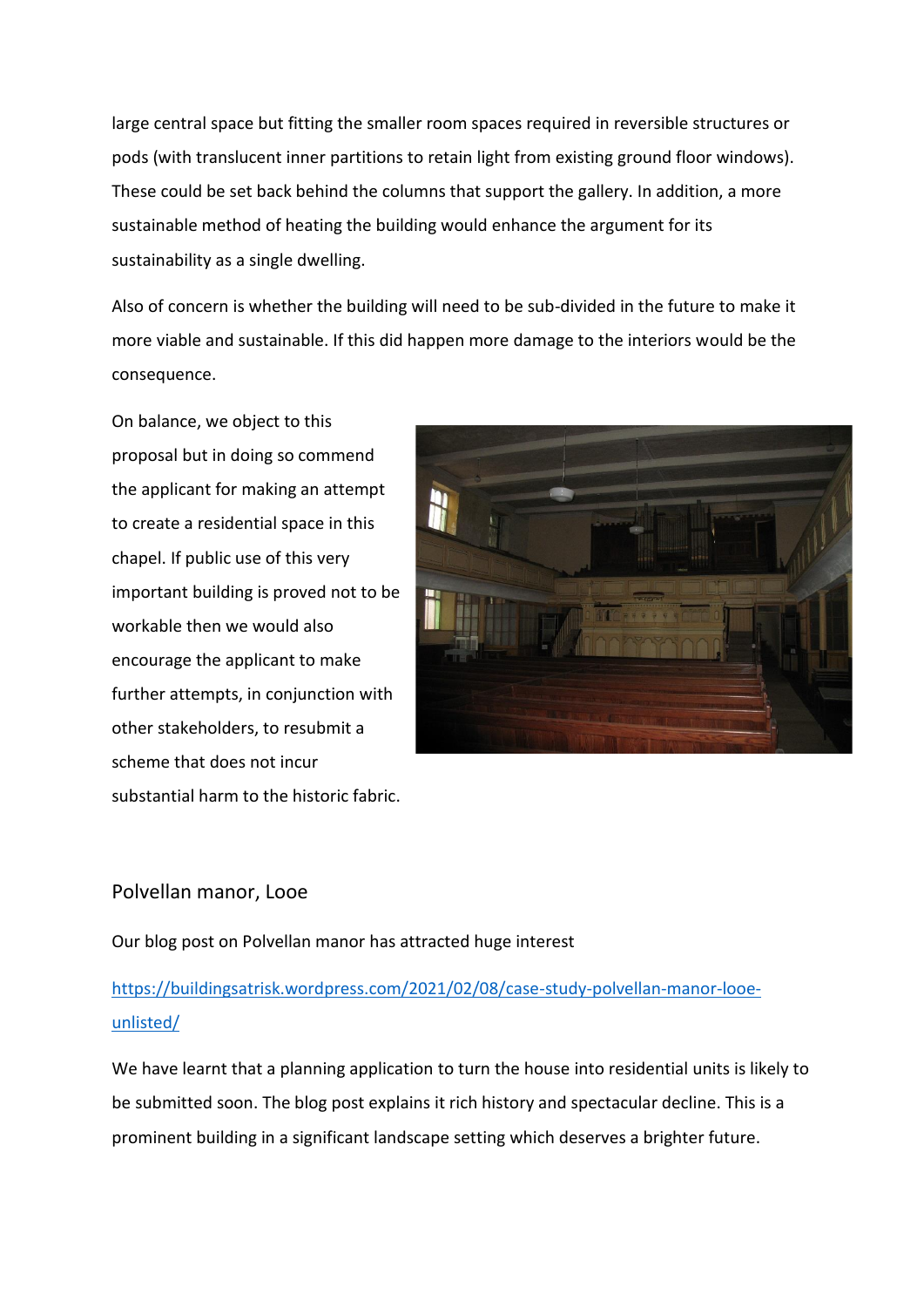large central space but fitting the smaller room spaces required in reversible structures or pods (with translucent inner partitions to retain light from existing ground floor windows). These could be set back behind the columns that support the gallery. In addition, a more sustainable method of heating the building would enhance the argument for its sustainability as a single dwelling.

Also of concern is whether the building will need to be sub-divided in the future to make it more viable and sustainable. If this did happen more damage to the interiors would be the consequence.

On balance, we object to this proposal but in doing so commend the applicant for making an attempt to create a residential space in this chapel. If public use of this very important building is proved not to be workable then we would also encourage the applicant to make further attempts, in conjunction with other stakeholders, to resubmit a scheme that does not incur substantial harm to the historic fabric.

## Polvellan manor, Looe

Our blog post on Polvellan manor has attracted huge interest

[https://buildingsatrisk.wordpress.com/2021/02/08/case-study-polvellan-manor-looe-unlisted/](https://buildingsatrisk.wordpress.com/2021/02/08/case-study-polvellan-manor-looe-unlisted/)

We have learnt that a planning application to turn the house into residential units is likely to be submitted soon. The blog post explains it rich history and spectacular decline. This is a prominent building in a significant landscape setting which deserves a brighter future.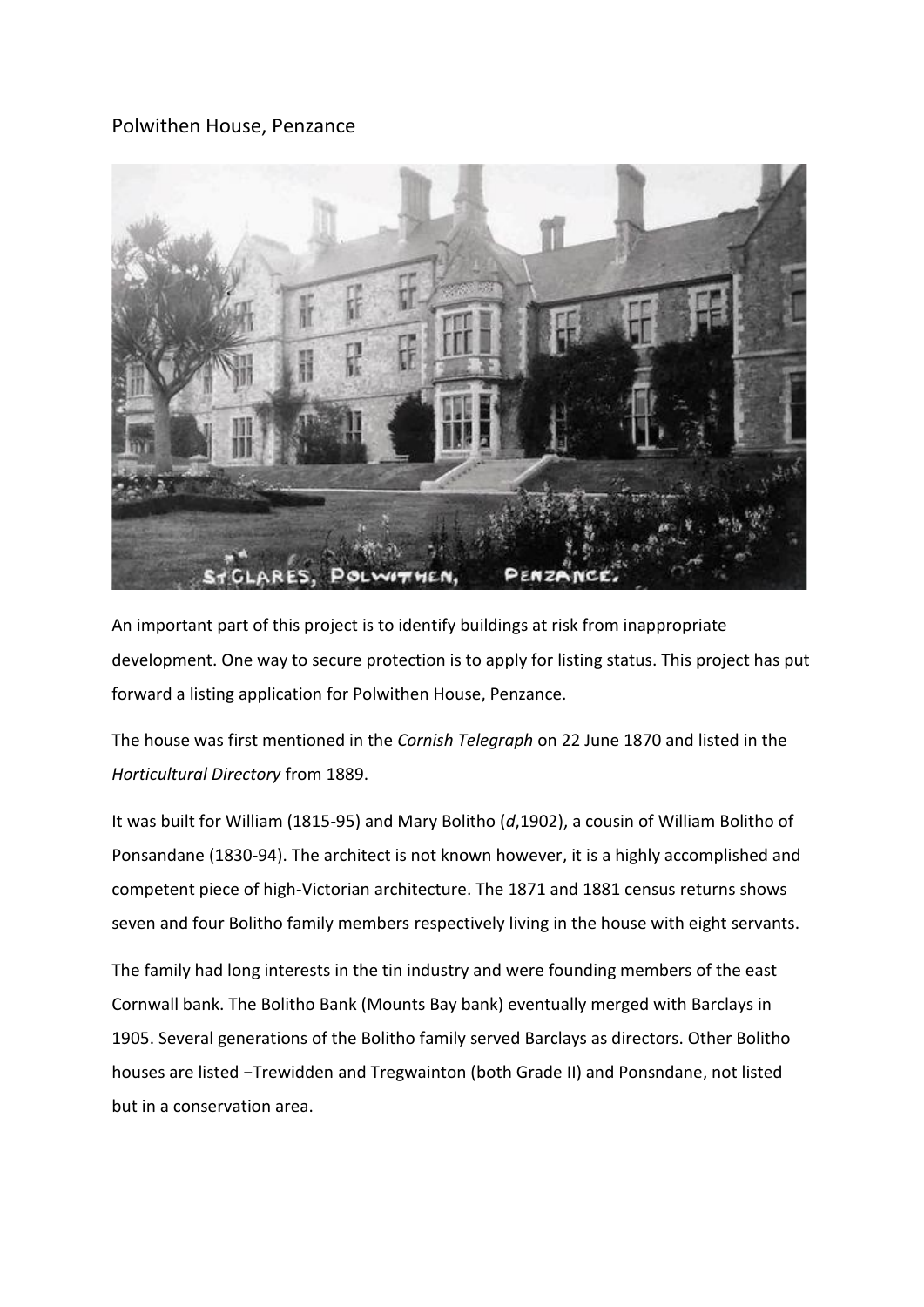Polwithen House, Penzance

An important part of this project is to identify buildings at risk from inappropriate development. One way to secure protection is to apply for listing status. This project has put forward a listing application for Polwithen House, Penzance.

The house was first mentioned in the *Cornish Telegraph* on 22 June 1870 and listed in the *Horticultural Directory* from 1889.

It was built for William (1815-95) and Mary Bolitho (*d*,1902), a cousin of William Bolitho of Ponsandane (1830-94). The architect is not known however, it is a highly accomplished and competent piece of high-Victorian architecture. The 1871 and 1881 census returns shows seven and four Bolitho family members respectively living in the house with eight servants.

The family had long interests in the tin industry and were founding members of the east Cornwall bank. The Bolitho Bank (Mounts Bay bank) eventually merged with Barclays in 1905. Several generations of the Bolitho family served Barclays as directors. Other Bolitho houses are listed −Trewidden and Tregwainton (both Grade II) and Ponsndane, not listed but in a conservation area.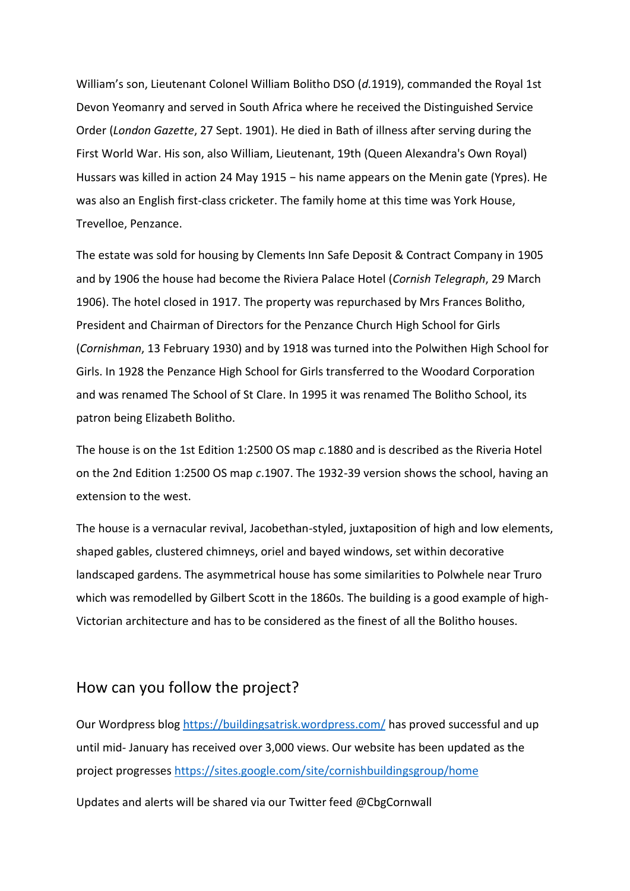William's son, Lieutenant Colonel William Bolitho DSO (*d.*1919), commanded the Royal 1st Devon Yeomanry and served in South Africa where he received the Distinguished Service Order (*London Gazette*, 27 Sept. 1901). He died in Bath of illness after serving during the First World War. His son, also William, Lieutenant, 19th (Queen Alexandra's Own Royal) Hussars was killed in action 24 May 1915 − his name appears on the Menin gate (Ypres). He was also an English first-class cricketer. The family home at this time was York House, Trevelloe, Penzance.

The estate was sold for housing by Clements Inn Safe Deposit & Contract Company in 1905 and by 1906 the house had become the Riviera Palace Hotel (*Cornish Telegraph*, 29 March 1906). The hotel closed in 1917. The property was repurchased by Mrs Frances Bolitho, President and Chairman of Directors for the Penzance Church High School for Girls (*Cornishman*, 13 February 1930) and by 1918 was turned into the Polwithen High School for Girls. In 1928 the Penzance High School for Girls transferred to the Woodard Corporation and was renamed The School of St Clare. In 1995 it was renamed The Bolitho School, its patron being Elizabeth Bolitho.

The house is on the 1st Edition 1:2500 OS map *c.*1880 and is described as the Riveria Hotel on the 2nd Edition 1:2500 OS map *c*.1907. The 1932-39 version shows the school, having an extension to the west.

The house is a vernacular revival, Jacobethan-styled, juxtaposition of high and low elements, shaped gables, clustered chimneys, oriel and bayed windows, set within decorative landscaped gardens. The asymmetrical house has some similarities to Polwhele near Truro which was remodelled by Gilbert Scott in the 1860s. The building is a good example of high-Victorian architecture and has to be considered as the finest of all the Bolitho houses.

## How can you follow the project?

Our Wordpress blog https://buildingsatrisk.wordpress.com/ has proved successful and up until mid- January has received over 3,000 views. Our website has been updated as the project progresses https://sites.google.com/site/cornishbuildingsgroup/home

Updates and alerts will be shared via our Twitter feed @CbgCornwall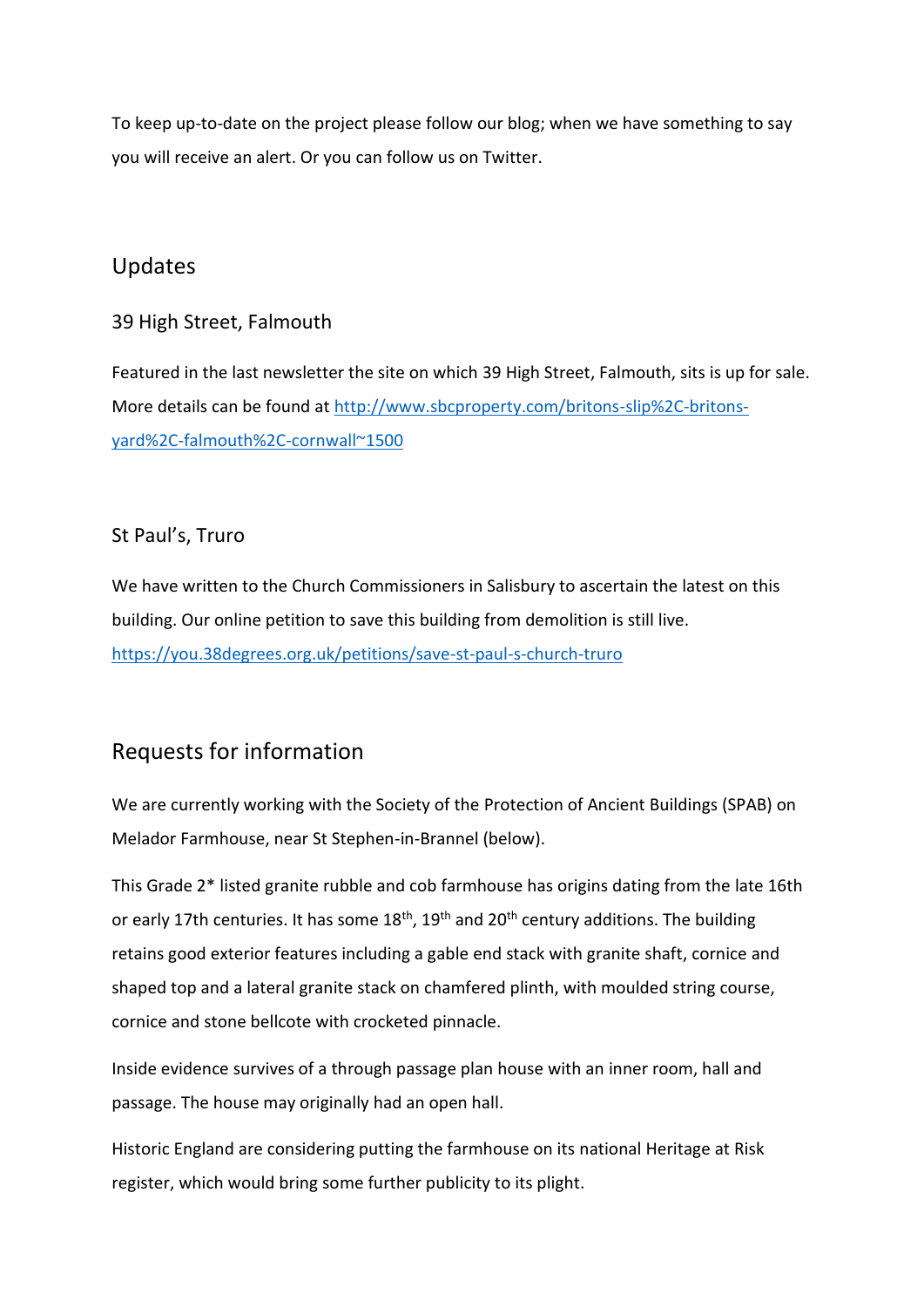To keep up-to-date on the project please follow our blog; when we have something to say you will receive an alert. Or you can follow us on Twitter.

## Updates

### 39 High Street, Falmouth

Featured in the last newsletter the site on which 39 High Street, Falmouth, sits is up for sale. More details can be found at [http://www.sbcproperty.com/britons-slip%2C-britons-yard%2C-falmouth%2C-cornwall~1500](http://www.sbcproperty.com/britons-slip%2C-britons-yard%2C-falmouth%2C-cornwall~1500)

### St Paul's, Truro

We have written to the Church Commissioners in Salisbury to ascertain the latest on this building. Our online petition to save this building from demolition is still live. [https://you.38degrees.org.uk/petitions/save-st-paul-s-church-truro](https://you.38degrees.org.uk/petitions/save-st-paul-s-church-truro)

## Requests for information

We are currently working with the Society of the Protection of Ancient Buildings (SPAB) on Melador Farmhouse, near St Stephen-in-Brannel (below).

This Grade 2* listed granite rubble and cob farmhouse has origins dating from the late 16th or early 17th centuries. It has some 18th, 19th and 20th century additions. The building retains good exterior features including a gable end stack with granite shaft, cornice and shaped top and a lateral granite stack on chamfered plinth, with moulded string course, cornice and stone bellcote with crocketed pinnacle.

Inside evidence survives of a through passage plan house with an inner room, hall and passage. The house may originally had an open hall.

Historic England are considering putting the farmhouse on its national Heritage at Risk register, which would bring some further publicity to its plight.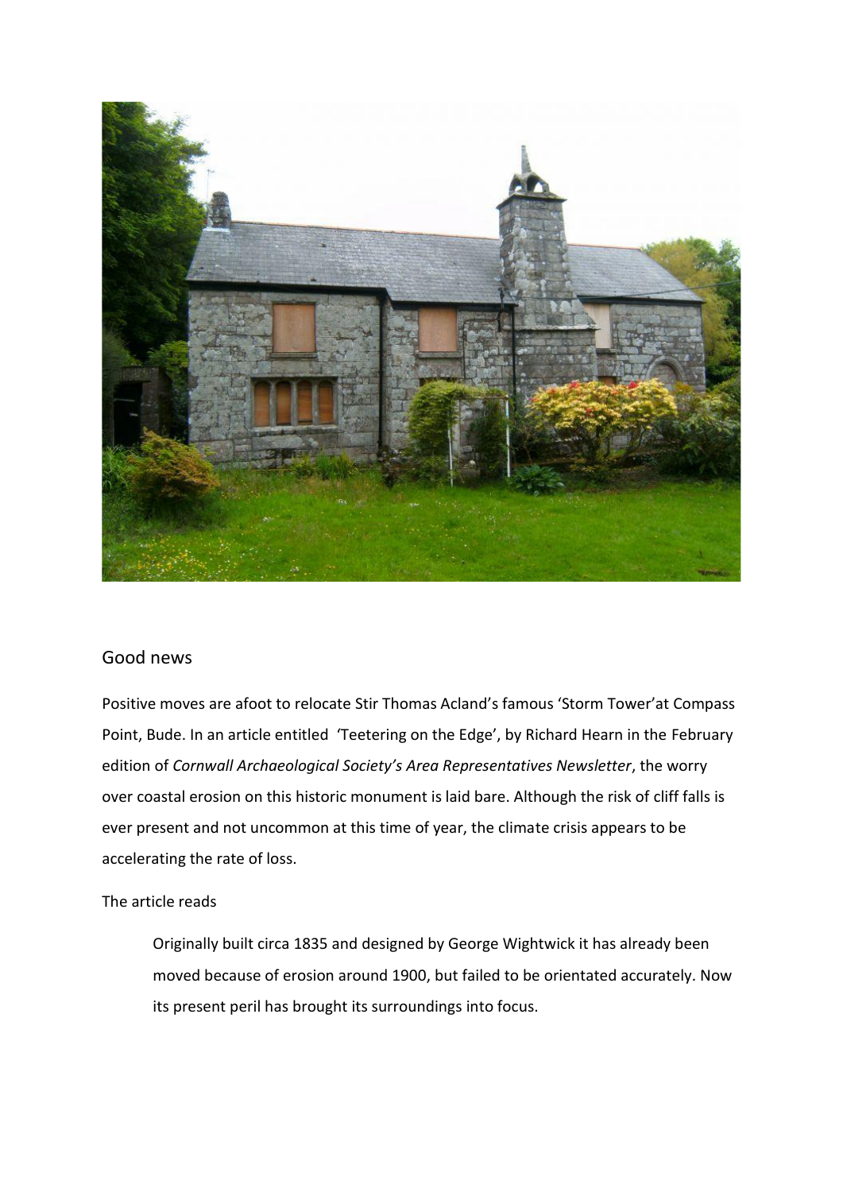## Good news

Positive moves are afoot to relocate Stir Thomas Acland's famous 'Storm Tower'at Compass Point, Bude. In an article entitled 'Teetering on the Edge', by Richard Hearn in the February edition of *Cornwall Archaeological Society's Area Representatives Newsletter*, the worry over coastal erosion on this historic monument is laid bare. Although the risk of cliff falls is ever present and not uncommon at this time of year, the climate crisis appears to be accelerating the rate of loss.

The article reads

> Originally built circa 1835 and designed by George Wightwick it has already been moved because of erosion around 1900, but failed to be orientated accurately. Now its present peril has brought its surroundings into focus.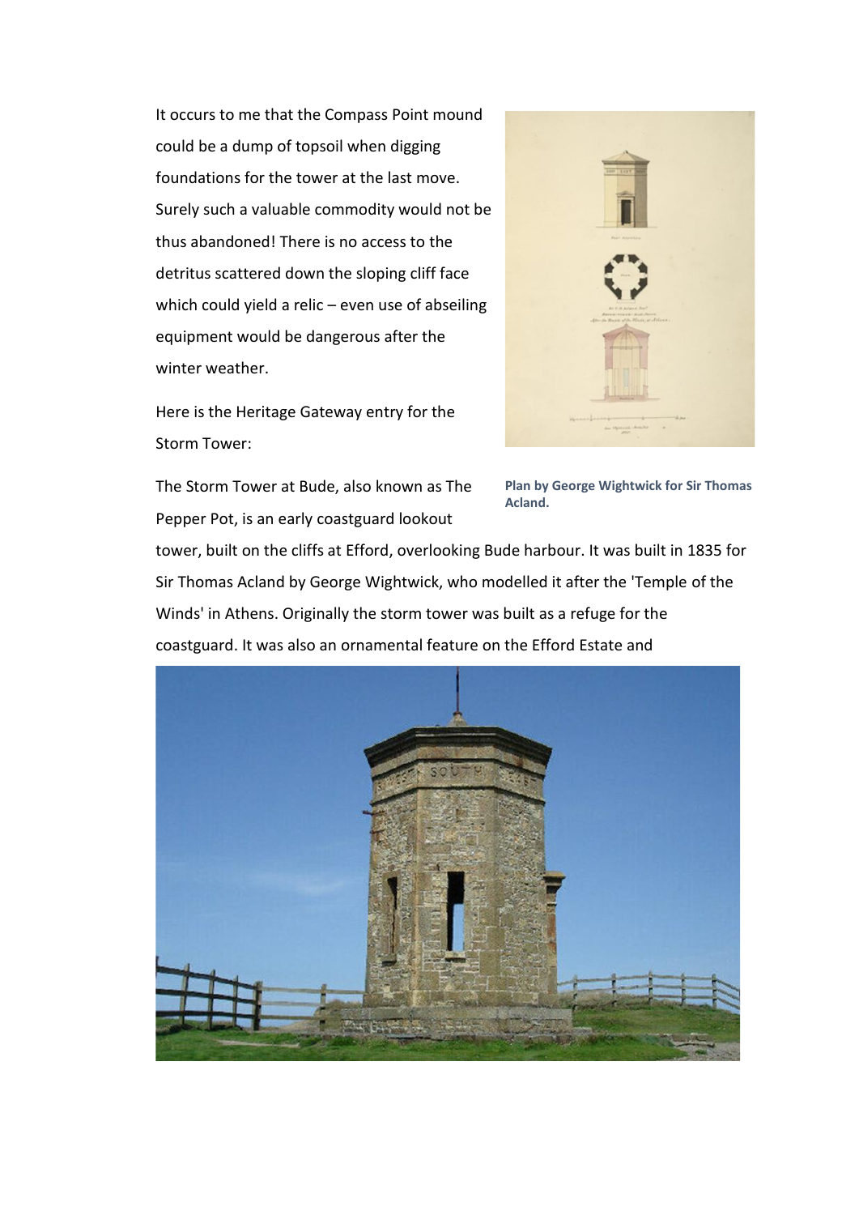It occurs to me that the Compass Point mound could be a dump of topsoil when digging foundations for the tower at the last move. Surely such a valuable commodity would not be thus abandoned! There is no access to the detritus scattered down the sloping cliff face which could yield a relic – even use of abseiling equipment would be dangerous after the winter weather.

Here is the Heritage Gateway entry for the Storm Tower:

**Plan by George Wightwick for Sir Thomas Acland.**

The Storm Tower at Bude, also known as The Pepper Pot, is an early coastguard lookout tower, built on the cliffs at Efford, overlooking Bude harbour. It was built in 1835 for Sir Thomas Acland by George Wightwick, who modelled it after the 'Temple of the Winds' in Athens. Originally the storm tower was built as a refuge for the coastguard. It was also an ornamental feature on the Efford Estate and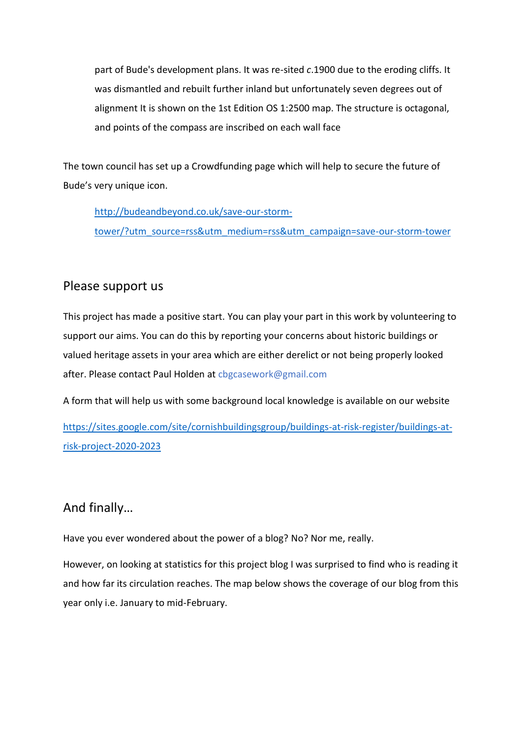> part of Bude's development plans. It was re-sited *c*.1900 due to the eroding cliffs. It was dismantled and rebuilt further inland but unfortunately seven degrees out of alignment It is shown on the 1st Edition OS 1:2500 map. The structure is octagonal, and points of the compass are inscribed on each wall face

The town council has set up a Crowdfunding page which will help to secure the future of Bude's very unique icon.

> http://budeandbeyond.co.uk/save-our-storm-tower/?utm_source=rss&utm_medium=rss&utm_campaign=save-our-storm-tower

## Please support us

This project has made a positive start. You can play your part in this work by volunteering to support our aims. You can do this by reporting your concerns about historic buildings or valued heritage assets in your area which are either derelict or not being properly looked after. Please contact Paul Holden at cbgcasework@gmail.com

A form that will help us with some background local knowledge is available on our website

https://sites.google.com/site/cornishbuildingsgroup/buildings-at-risk-register/buildings-at-risk-project-2020-2023

## And finally…

Have you ever wondered about the power of a blog? No? Nor me, really.

However, on looking at statistics for this project blog I was surprised to find who is reading it and how far its circulation reaches. The map below shows the coverage of our blog from this year only i.e. January to mid-February.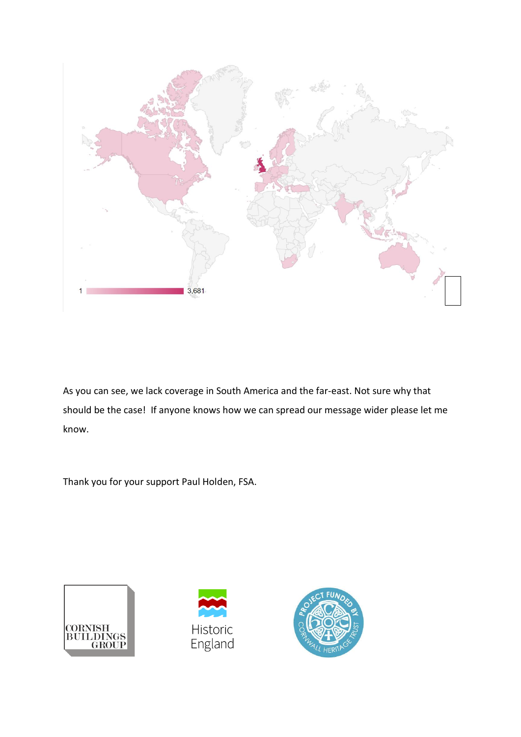1

3,681

As you can see, we lack coverage in South America and the far-east. Not sure why that should be the case! If anyone knows how we can spread our message wider please let me know.

Thank you for your support Paul Holden, FSA.

CORNISH BUILDINGS GROUP

Historic England

PROJECT FUNDED BY CORNWALL HERITAGE TRUST